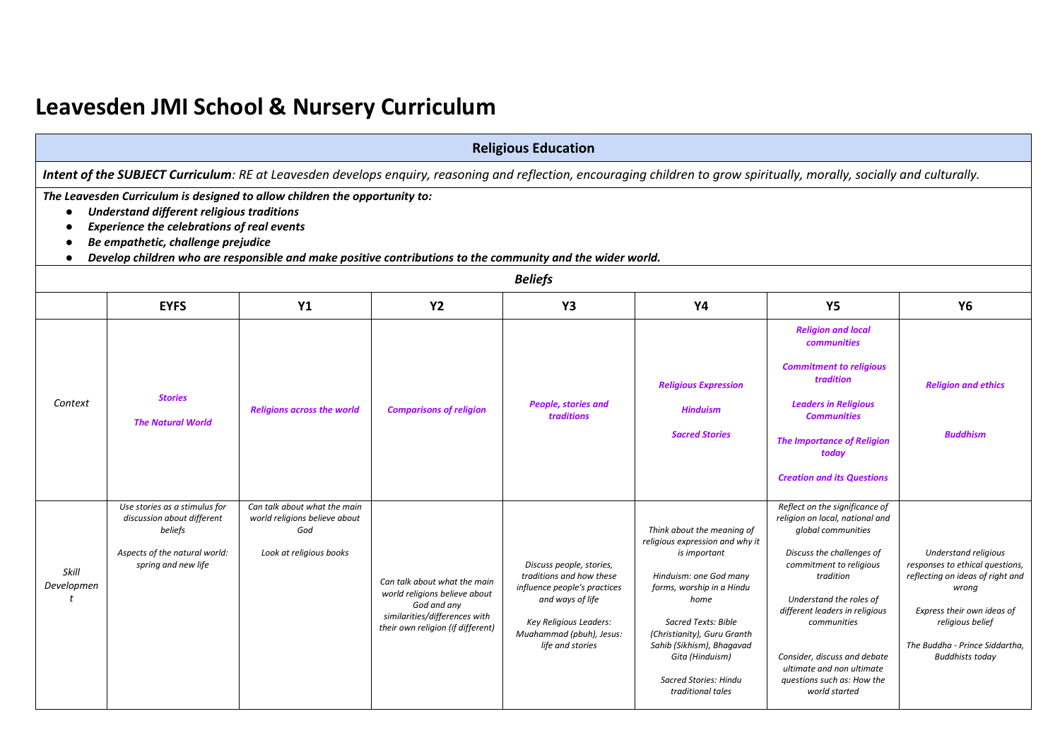# Leavesden JMI School & Nursery Curriculum

## Religious Education

***Intent of the SUBJECT Curriculum**: RE at Leavesden develops enquiry, reasoning and reflection, encouraging children to grow spiritually, morally, socially and culturally.*

***The Leavesden Curriculum is designed to allow children the opportunity to:***

- ***Understand different religious traditions***
- ***Experience the celebrations of real events***
- ***Be empathetic, challenge prejudice***
- ***Develop children who are responsible and make positive contributions to the community and the wider world.***

### *Beliefs*

| | EYFS | Y1 | Y2 | Y3 | Y4 | Y5 | Y6 |
|---|---|---|---|---|---|---|---|
| *Context* | ***Stories*** <br><br> ***The Natural World*** | ***Religions across the world*** | ***Comparisons of religion*** | ***People, stories and traditions*** | ***Religious Expression*** <br><br> ***Hinduism*** <br><br> ***Sacred Stories*** | ***Religion and local communities*** <br><br> ***Commitment to religious tradition*** <br><br> ***Leaders in Religious Communities*** <br><br> ***The Importance of Religion today*** <br><br> ***Creation and its Questions*** | ***Religion and ethics*** <br><br> ***Buddhism*** |
| *Skill Development* | *Use stories as a stimulus for discussion about different beliefs* <br><br> *Aspects of the natural world: spring and new life* | *Can talk about what the main world religions believe about God* <br><br> *Look at religious books* | *Can talk about what the main world religions believe about God and any similarities/differences with their own religion (if different)* | *Discuss people, stories, traditions and how these influence people's practices and ways of life* <br><br> *Key Religious Leaders: Muahammad (pbuh), Jesus: life and stories* | *Think about the meaning of religious expression and why it is important* <br><br> *Hinduism: one God many forms, worship in a Hindu home* <br><br> *Sacred Texts: Bible (Christianity), Guru Granth Sahib (Sikhism), Bhagavad Gita (Hinduism)* <br><br> *Sacred Stories: Hindu traditional tales* | *Reflect on the significance of religion on local, national and global communities* <br><br> *Discuss the challenges of commitment to religious tradition* <br><br> *Understand the roles of different leaders in religious communities* <br><br> *Consider, discuss and debate ultimate and non ultimate questions such as: How the world started* | *Understand religious responses to ethical questions, reflecting on ideas of right and wrong* <br><br> *Express their own ideas of religious belief* <br><br> *The Buddha - Prince Siddartha, Buddhists today* |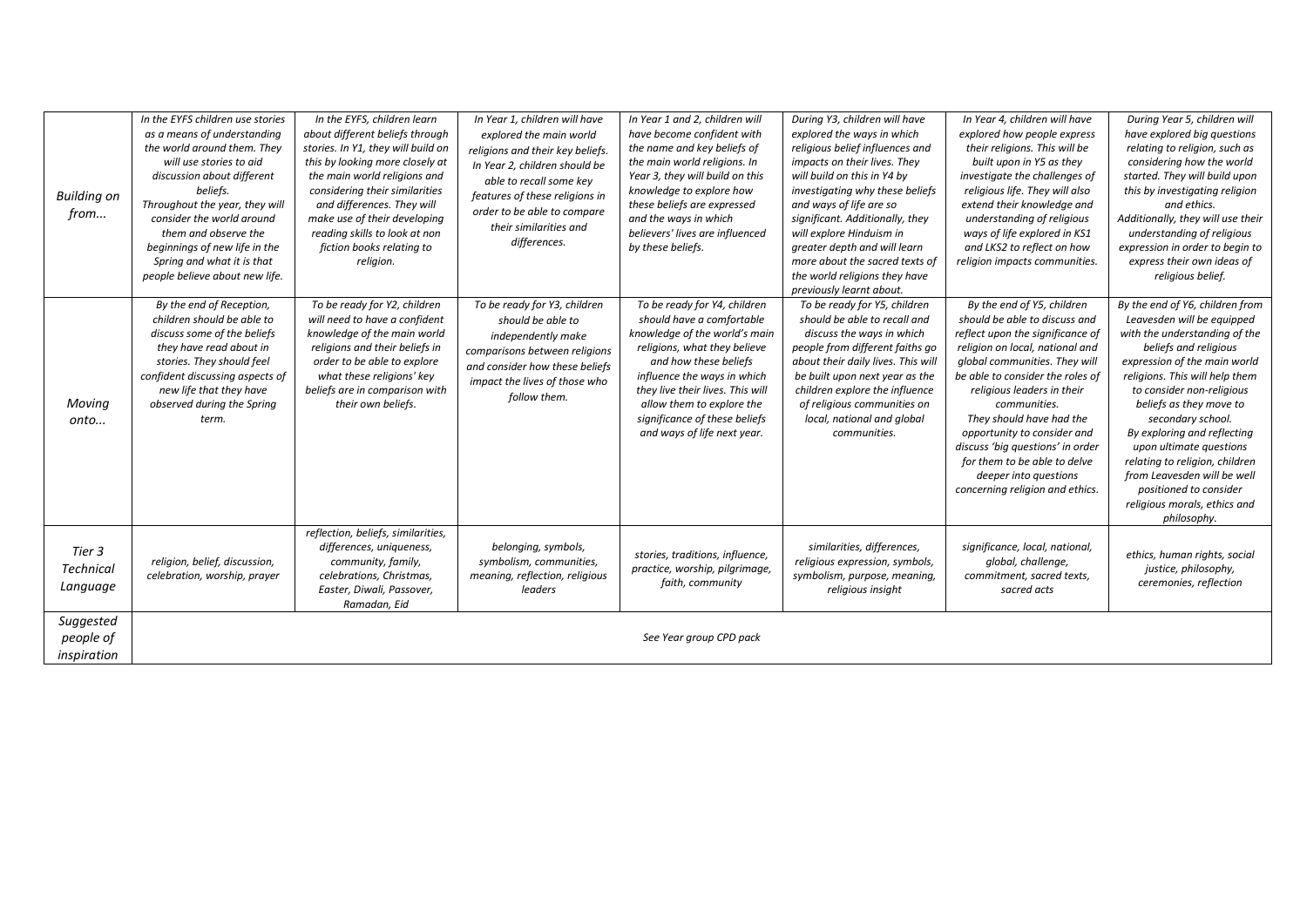| | | | | | | | |
|---|---|---|---|---|---|---|---|
| *Building on from...* | *In the EYFS children use stories as a means of understanding the world around them. They will use stories to aid discussion about different beliefs. Throughout the year, they will consider the world around them and observe the beginnings of new life in the Spring and what it is that people believe about new life.* | *In the EYFS, children learn about different beliefs through stories. In Y1, they will build on this by looking more closely at the main world religions and considering their similarities and differences. They will make use of their developing reading skills to look at non fiction books relating to religion.* | *In Year 1, children will have explored the main world religions and their key beliefs. In Year 2, children should be able to recall some key features of these religions in order to be able to compare their similarities and differences.* | *In Year 1 and 2, children will have become confident with the name and key beliefs of the main world religions. In Year 3, they will build on this knowledge to explore how these beliefs are expressed and the ways in which believers' lives are influenced by these beliefs.* | *During Y3, children will have explored the ways in which religious belief influences and impacts on their lives. They will build on this in Y4 by investigating why these beliefs and ways of life are so significant. Additionally, they will explore Hinduism in greater depth and will learn more about the sacred texts of the world religions they have previously learnt about.* | *In Year 4, children will have explored how people express their religions. This will be built upon in Y5 as they investigate the challenges of religious life. They will also extend their knowledge and understanding of religious ways of life explored in KS1 and LKS2 to reflect on how religion impacts communities.* | *During Year 5, children will have explored big questions relating to religion, such as considering how the world started. They will build upon this by investigating religion and ethics. Additionally, they will use their understanding of religious expression in order to begin to express their own ideas of religious belief.* |
| *Moving onto...* | *By the end of Reception, children should be able to discuss some of the beliefs they have read about in stories. They should feel confident discussing aspects of new life that they have observed during the Spring term.* | *To be ready for Y2, children will need to have a confident knowledge of the main world religions and their beliefs in order to be able to explore what these religions' key beliefs are in comparison with their own beliefs.* | *To be ready for Y3, children should be able to independently make comparisons between religions and consider how these beliefs impact the lives of those who follow them.* | *To be ready for Y4, children should have a comfortable knowledge of the world's main religions, what they believe and how these beliefs influence the ways in which they live their lives. This will allow them to explore the significance of these beliefs and ways of life next year.* | *To be ready for Y5, children should be able to recall and discuss the ways in which people from different faiths go about their daily lives. This will be built upon next year as the children explore the influence of religious communities on local, national and global communities.* | *By the end of Y5, children should be able to discuss and reflect upon the significance of religion on local, national and global communities. They will be able to consider the roles of religious leaders in their communities. They should have had the opportunity to consider and discuss 'big questions' in order for them to be able to delve deeper into questions concerning religion and ethics.* | *By the end of Y6, children from Leavesden will be equipped with the understanding of the beliefs and religious expression of the main world religions. This will help them to consider non-religious beliefs as they move to secondary school. By exploring and reflecting upon ultimate questions relating to religion, children from Leavesden will be well positioned to consider religious morals, ethics and philosophy.* |
| *Tier 3 Technical Language* | *religion, belief, discussion, celebration, worship, prayer* | *reflection, beliefs, similarities, differences, uniqueness, community, family, celebrations, Christmas, Easter, Diwali, Passover, Ramadan, Eid* | *belonging, symbols, symbolism, communities, meaning, reflection, religious leaders* | *stories, traditions, influence, practice, worship, pilgrimage, faith, community* | *similarities, differences, religious expression, symbols, symbolism, purpose, meaning, religious insight* | *significance, local, national, global, challenge, commitment, sacred texts, sacred acts* | *ethics, human rights, social justice, philosophy, ceremonies, reflection* |
| *Suggested people of inspiration* | *See Year group CPD pack* | | | | | | |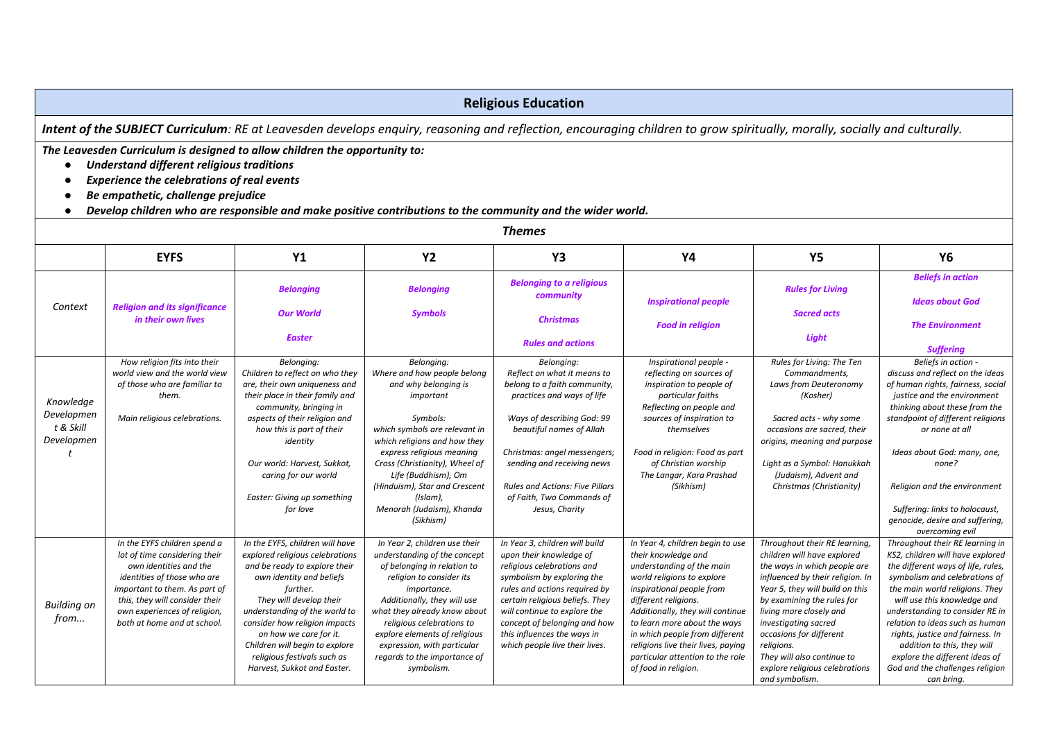# Religious Education

***Intent of the SUBJECT Curriculum**: RE at Leavesden develops enquiry, reasoning and reflection, encouraging children to grow spiritually, morally, socially and culturally.*

***The Leavesden Curriculum is designed to allow children the opportunity to:***

- ***Understand different religious traditions***
- ***Experience the celebrations of real events***
- ***Be empathetic, challenge prejudice***
- ***Develop children who are responsible and make positive contributions to the community and the wider world.***

## *Themes*

| | EYFS | Y1 | Y2 | Y3 | Y4 | Y5 | Y6 |
|---|---|---|---|---|---|---|---|
| *Context* | ***Religion and its significance in their own lives*** | ***Belonging*** <br> ***Our World*** <br> ***Easter*** | ***Belonging*** <br> ***Symbols*** | ***Belonging to a religious community*** <br> ***Christmas*** <br> ***Rules and actions*** | ***Inspirational people*** <br> ***Food in religion*** | ***Rules for Living*** <br> ***Sacred acts*** <br> ***Light*** | ***Beliefs in action*** <br> ***Ideas about God*** <br> ***The Environment*** <br> ***Suffering*** |
| *Knowledge Development & Skill Development* | *How religion fits into their world view and the world view of those who are familiar to them.* <br> *Main religious celebrations.* | *Belonging: Children to reflect on who they are, their own uniqueness and their place in their family and community, bringing in aspects of their religion and how this is part of their identity* <br> *Our world: Harvest, Sukkot, caring for our world* <br> *Easter: Giving up something for love* | *Belonging: Where and how people belong and why belonging is important* <br> *Symbols: which symbols are relevant in which religions and how they express religious meaning Cross (Christianity), Wheel of Life (Buddhism), Om (Hinduism), Star and Crescent (Islam), Menorah (Judaism), Khanda (Sikhism)* | *Belonging: Reflect on what it means to belong to a faith community, practices and ways of life* <br> *Ways of describing God: 99 beautiful names of Allah* <br> *Christmas: angel messengers; sending and receiving news* <br> *Rules and Actions: Five Pillars of Faith, Two Commands of Jesus, Charity* | *Inspirational people - reflecting on sources of inspiration to people of particular faiths* <br> *Reflecting on people and sources of inspiration to themselves* <br> *Food in religion: Food as part of Christian worship* <br> *The Langar, Kara Prashad (Sikhism)* | *Rules for Living: The Ten Commandments, Laws from Deuteronomy (Kosher)* <br> *Sacred acts - why some occasions are sacred, their origins, meaning and purpose* <br> *Light as a Symbol: Hanukkah (Judaism), Advent and Christmas (Christianity)* | *Beliefs in action - discuss and reflect on the ideas of human rights, fairness, social justice and the environment thinking about these from the standpoint of different religions or none at all* <br> *Ideas about God: many, one, none?* <br> *Religion and the environment* <br> *Suffering: links to holocaust, genocide, desire and suffering, overcoming evil* |
| *Building on from...* | *In the EYFS children spend a lot of time considering their own identities and the identities of those who are important to them. As part of this, they will consider their own experiences of religion, both at home and at school.* | *In the EYFS, children will have explored religious celebrations and be ready to explore their own identity and beliefs further. They will develop their understanding of the world to consider how religion impacts on how we care for it. Children will begin to explore religious festivals such as Harvest, Sukkot and Easter.* | *In Year 2, children use their understanding of the concept of belonging in relation to religion to consider its importance. Additionally, they will use what they already know about religious celebrations to explore elements of religious expression, with particular regards to the importance of symbolism.* | *In Year 3, children will build upon their knowledge of religious celebrations and symbolism by exploring the rules and actions required by certain religious beliefs. They will continue to explore the concept of belonging and how this influences the ways in which people live their lives.* | *In Year 4, children begin to use their knowledge and understanding of the main world religions to explore inspirational people from different religions. Additionally, they will continue to learn more about the ways in which people from different religions live their lives, paying particular attention to the role of food in religion.* | *Throughout their RE learning, children will have explored the ways in which people are influenced by their religion. In Year 5, they will build on this by examining the rules for living more closely and investigating sacred occasions for different religions. They will also continue to explore religious celebrations and symbolism.* | *Throughout their RE learning in KS2, children will have explored the different ways of life, rules, symbolism and celebrations of the main world religions. They will use this knowledge and understanding to consider RE in relation to ideas such as human rights, justice and fairness. In addition to this, they will explore the different ideas of God and the challenges religion can bring.* |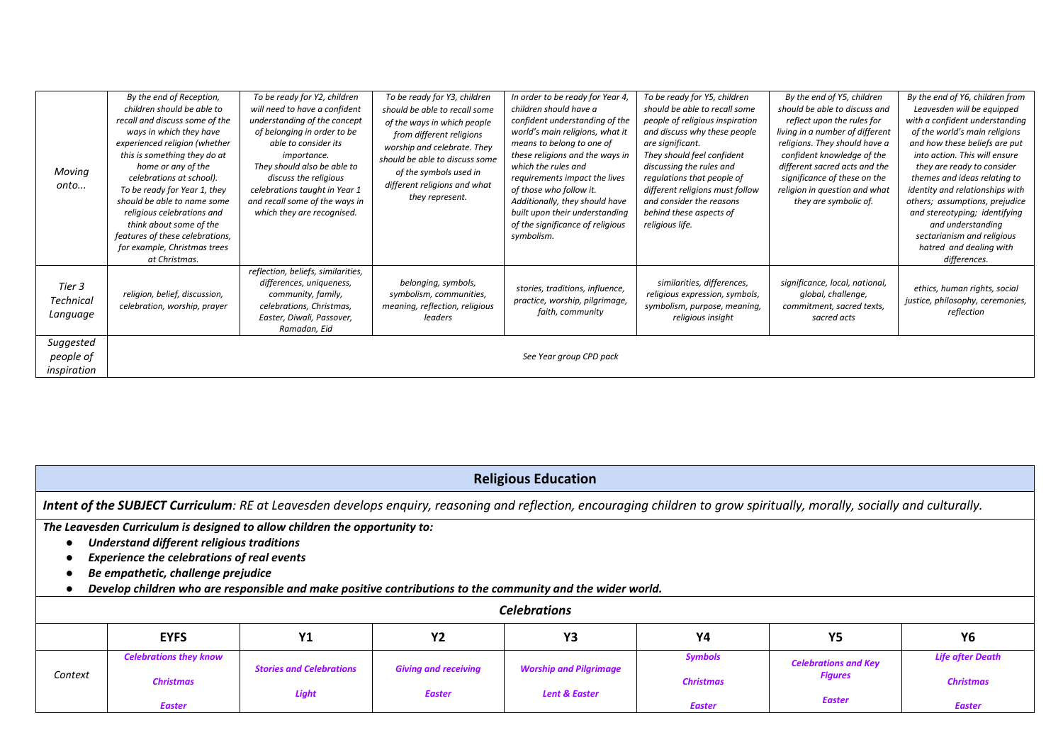| | | | | | | | |
|---|---|---|---|---|---|---|---|
| *Moving onto...* | *By the end of Reception, children should be able to recall and discuss some of the ways in which they have experienced religion (whether this is something they do at home or any of the celebrations at school). To be ready for Year 1, they should be able to name some religious celebrations and think about some of the features of these celebrations, for example, Christmas trees at Christmas.* | *To be ready for Y2, children will need to have a confident understanding of the concept of belonging in order to be able to consider its importance. They should also be able to discuss the religious celebrations taught in Year 1 and recall some of the ways in which they are recognised.* | *To be ready for Y3, children should be able to recall some of the ways in which people from different religions worship and celebrate. They should be able to discuss some of the symbols used in different religions and what they represent.* | *In order to be ready for Year 4, children should have a confident understanding of the world's main religions, what it means to belong to one of these religions and the ways in which the rules and requirements impact the lives of those who follow it. Additionally, they should have built upon their understanding of the significance of religious symbolism.* | *To be ready for Y5, children should be able to recall some people of religious inspiration and discuss why these people are significant. They should feel confident discussing the rules and regulations that people of different religions must follow and consider the reasons behind these aspects of religious life.* | *By the end of Y5, children should be able to discuss and reflect upon the rules for living in a number of different religions. They should have a confident knowledge of the different sacred acts and the significance of these on the religion in question and what they are symbolic of.* | *By the end of Y6, children from Leavesden will be equipped with a confident understanding of the world's main religions and how these beliefs are put into action. This will ensure they are ready to consider themes and ideas relating to identity and relationships with others; assumptions, prejudice and stereotyping; identifying and understanding sectarianism and religious hatred and dealing with differences.* |
| *Tier 3 Technical Language* | *religion, belief, discussion, celebration, worship, prayer* | *reflection, beliefs, similarities, differences, uniqueness, community, family, celebrations, Christmas, Easter, Diwali, Passover, Ramadan, Eid* | *belonging, symbols, symbolism, communities, meaning, reflection, religious leaders* | *stories, traditions, influence, practice, worship, pilgrimage, faith, community* | *similarities, differences, religious expression, symbols, symbolism, purpose, meaning, religious insight* | *significance, local, national, global, challenge, commitment, sacred texts, sacred acts* | *ethics, human rights, social justice, philosophy, ceremonies, reflection* |
| *Suggested people of inspiration* | *See Year group CPD pack* | | | | | | |

## Religious Education

***Intent of the SUBJECT Curriculum**: RE at Leavesden develops enquiry, reasoning and reflection, encouraging children to grow spiritually, morally, socially and culturally.*

***The Leavesden Curriculum is designed to allow children the opportunity to:***

- ***Understand different religious traditions***
- ***Experience the celebrations of real events***
- ***Be empathetic, challenge prejudice***
- ***Develop children who are responsible and make positive contributions to the community and the wider world.***

### *Celebrations*

| | EYFS | Y1 | Y2 | Y3 | Y4 | Y5 | Y6 |
|---|---|---|---|---|---|---|---|
| *Context* | ***Celebrations they know*** <br> ***Christmas*** <br> ***Easter*** | ***Stories and Celebrations*** <br> ***Light*** | ***Giving and receiving*** <br> ***Easter*** | ***Worship and Pilgrimage*** <br> ***Lent & Easter*** | ***Symbols*** <br> ***Christmas*** <br> ***Easter*** | ***Celebrations and Key Figures*** <br> ***Easter*** | ***Life after Death*** <br> ***Christmas*** <br> ***Easter*** |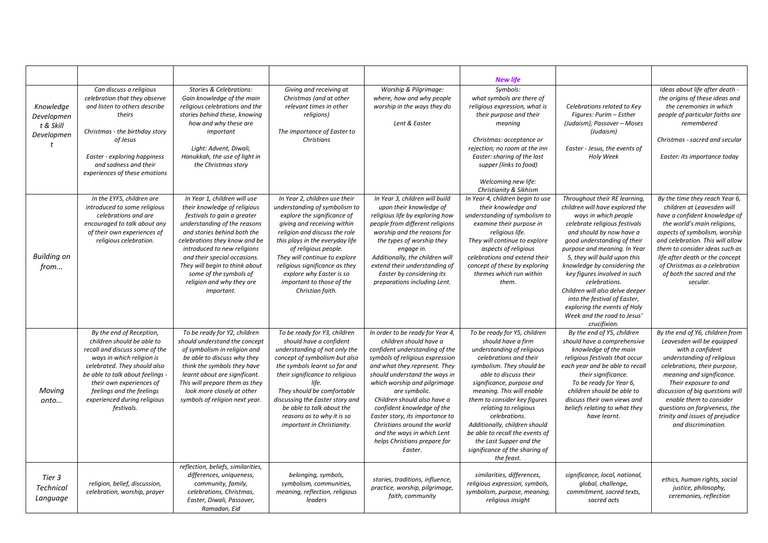| | | | | | | | |
|---|---|---|---|---|---|---|---|
| | | | | | ***New life*** | | |
| *Knowledge Development & Skill Development* | *Can discuss a religious celebration that they observe and listen to others describe theirs*<br><br>*Christmas - the birthday story of Jesus*<br><br>*Easter - exploring happiness and sadness and their experiences of these emotions* | *Stories & Celebrations: Gain knowledge of the main religious celebrations and the stories behind these, knowing how and why these are important*<br><br>*Light: Advent, Diwali, Hanukkah, the use of light in the Christmas story* | *Giving and receiving at Christmas (and at other relevant times in other religions)*<br><br>*The importance of Easter to Christians* | *Worship & Pilgrimage: where, how and why people worship in the ways they do*<br><br>*Lent & Easter* | *Symbols: what symbols are there of religious expression, what is their purpose and their meaning*<br><br>*Christmas: acceptance or rejection; no room at the inn*<br>*Easter: sharing of the last supper (links to food)*<br><br>*Welcoming new life: Christianity & Sikhism* | *Celebrations related to Key Figures: Purim – Esther (Judaism), Passover – Moses (Judaism)*<br><br>*Easter - Jesus, the events of Holy Week* | *Ideas about life after death - the origins of these ideas and the ceremonies in which people of particular faiths are remembered*<br><br>*Christmas - sacred and secular*<br><br>*Easter: its importance today* |
| *Building on from...* | *In the EYFS, children are introduced to some religious celebrations and are encouraged to talk about any of their own experiences of religious celebration.* | *In Year 1, children will use their knowledge of religious festivals to gain a greater understanding of the reasons and stories behind both the celebrations they know and be introduced to new religions and their special occasions. They will begin to think about some of the symbols of religion and why they are important.* | *In Year 2, children use their understanding of symbolism to explore the significance of giving and receiving within religion and discuss the role this plays in the everyday life of religious people. They will continue to explore religious significance as they explore why Easter is so important to those of the Christian faith.* | *In Year 3, children will build upon their knowledge of religious life by exploring how people from different religions worship and the reasons for the types of worship they engage in. Additionally, the children will extend their understanding of Easter by considering its preparations including Lent.* | *In Year 4, children begin to use their knowledge and understanding of symbolism to examine their purpose in religious life. They will continue to explore aspects of religious celebrations and extend their concept of these by exploring themes which run within them.* | *Throughout their RE learning, children will have explored the ways in which people celebrate religious festivals and should by now have a good understanding of their purpose and meaning. In Year 5, they will build upon this knowledge by considering the key figures involved in such celebrations. Children will also delve deeper into the festival of Easter, exploring the events of Holy Week and the road to Jesus' crucifixion.* | *By the time they reach Year 6, children at Leavesden will have a confident knowledge of the world's main religions, aspects of symbolism, worship and celebration. This will allow them to consider ideas such as life after death or the concept of Christmas as a celebration of both the sacred and the secular.* |
| *Moving onto...* | *By the end of Reception, children should be able to recall and discuss some of the ways in which religion is celebrated. They should also be able to talk about feelings - their own experiences of feelings and the feelings experienced during religious festivals.* | *To be ready for Y2, children should understand the concept of symbolism in religion and be able to discuss why they think the symbols they have learnt about are significant. This will prepare them as they look more closely at other symbols of religion next year.* | *To be ready for Y3, children should have a confident understanding of not only the concept of symbolism but also the symbols learnt so far and their significance to religious life. They should be comfortable discussing the Easter story and be able to talk about the reasons as to why it is so important in Christianity.* | *In order to be ready for Year 4, children should have a confident understanding of the symbols of religious expression and what they represent. They should understand the ways in which worship and pilgrimage are symbolic. Children should also have a confident knowledge of the Easter story, its importance to Christians around the world and the ways in which Lent helps Christians prepare for Easter.* | *To be ready for Y5, children should have a firm understanding of religious celebrations and their symbolism. They should be able to discuss their significance, purpose and meaning. This will enable them to consider key figures relating to religious celebrations. Additionally, children should be able to recall the events of the Last Supper and the significance of the sharing of the feast.* | *By the end of Y5, children should have a comprehensive knowledge of the main religious festivals that occur each year and be able to recall their significance. To be ready for Year 6, children should be able to discuss their own views and beliefs relating to what they have learnt.* | *By the end of Y6, children from Leavesden will be equipped with a confident understanding of religious celebrations, their purpose, meaning and significance. Their exposure to and discussion of big questions will enable them to consider questions on forgiveness, the trinity and issues of prejudice and discrimination.* |
| *Tier 3 Technical Language* | *religion, belief, discussion, celebration, worship, prayer* | *reflection, beliefs, similarities, differences, uniqueness, community, family, celebrations, Christmas, Easter, Diwali, Passover, Ramadan, Eid* | *belonging, symbols, symbolism, communities, meaning, reflection, religious leaders* | *stories, traditions, influence, practice, worship, pilgrimage, faith, community* | *similarities, differences, religious expression, symbols, symbolism, purpose, meaning, religious insight* | *significance, local, national, global, challenge, commitment, sacred texts, sacred acts* | *ethics, human rights, social justice, philosophy, ceremonies, reflection* |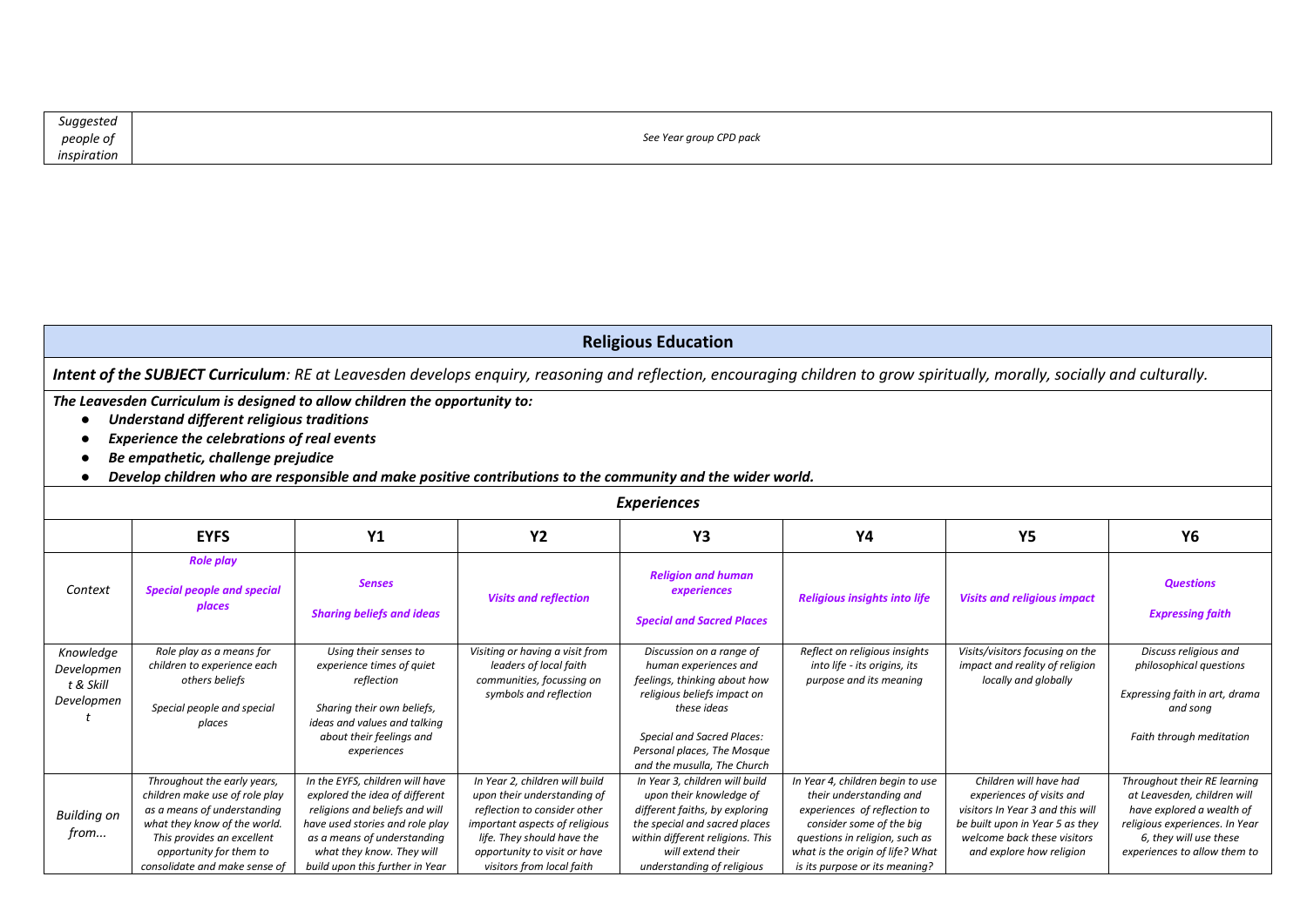| *Suggested people of inspiration* | *See Year group CPD pack* |
| --- | --- |

## Religious Education

***Intent of the SUBJECT Curriculum**: RE at Leavesden develops enquiry, reasoning and reflection, encouraging children to grow spiritually, morally, socially and culturally.*

***The Leavesden Curriculum is designed to allow children the opportunity to:***

- ***Understand different religious traditions***
- ***Experience the celebrations of real events***
- ***Be empathetic, challenge prejudice***
- ***Develop children who are responsible and make positive contributions to the community and the wider world.***

### *Experiences*

| | **EYFS** | **Y1** | **Y2** | **Y3** | **Y4** | **Y5** | **Y6** |
| --- | --- | --- | --- | --- | --- | --- | --- |
| *Context* | ***Role play*** ***Special people and special places*** | ***Senses*** ***Sharing beliefs and ideas*** | ***Visits and reflection*** | ***Religion and human experiences*** ***Special and Sacred Places*** | ***Religious insights into life*** | ***Visits and religious impact*** | ***Questions*** ***Expressing faith*** |
| *Knowledge Development & Skill Development* | *Role play as a means for children to experience each others beliefs* *Special people and special places* | *Using their senses to experience times of quiet reflection* *Sharing their own beliefs, ideas and values and talking about their feelings and experiences* | *Visiting or having a visit from leaders of local faith communities, focussing on symbols and reflection* | *Discussion on a range of human experiences and feelings, thinking about how religious beliefs impact on these ideas* *Special and Sacred Places: Personal places, The Mosque and the musulla, The Church* | *Reflect on religious insights into life - its origins, its purpose and its meaning* | *Visits/visitors focusing on the impact and reality of religion locally and globally* | *Discuss religious and philosophical questions* *Expressing faith in art, drama and song* *Faith through meditation* |
| *Building on from...* | *Throughout the early years, children make use of role play as a means of understanding what they know of the world. This provides an excellent opportunity for them to consolidate and make sense of* | *In the EYFS, children will have explored the idea of different religions and beliefs and will have used stories and role play as a means of understanding what they know. They will build upon this further in Year* | *In Year 2, children will build upon their understanding of reflection to consider other important aspects of religious life. They should have the opportunity to visit or have visitors from local faith* | *In Year 3, children will build upon their knowledge of different faiths, by exploring the special and sacred places within different religions. This will extend their understanding of religious* | *In Year 4, children begin to use their understanding and experiences of reflection to consider some of the big questions in religion, such as what is the origin of life? What is its purpose or its meaning?* | *Children will have had experiences of visits and visitors In Year 3 and this will be built upon in Year 5 as they welcome back these visitors and explore how religion* | *Throughout their RE learning at Leavesden, children will have explored a wealth of religious experiences. In Year 6, they will use these experiences to allow them to* |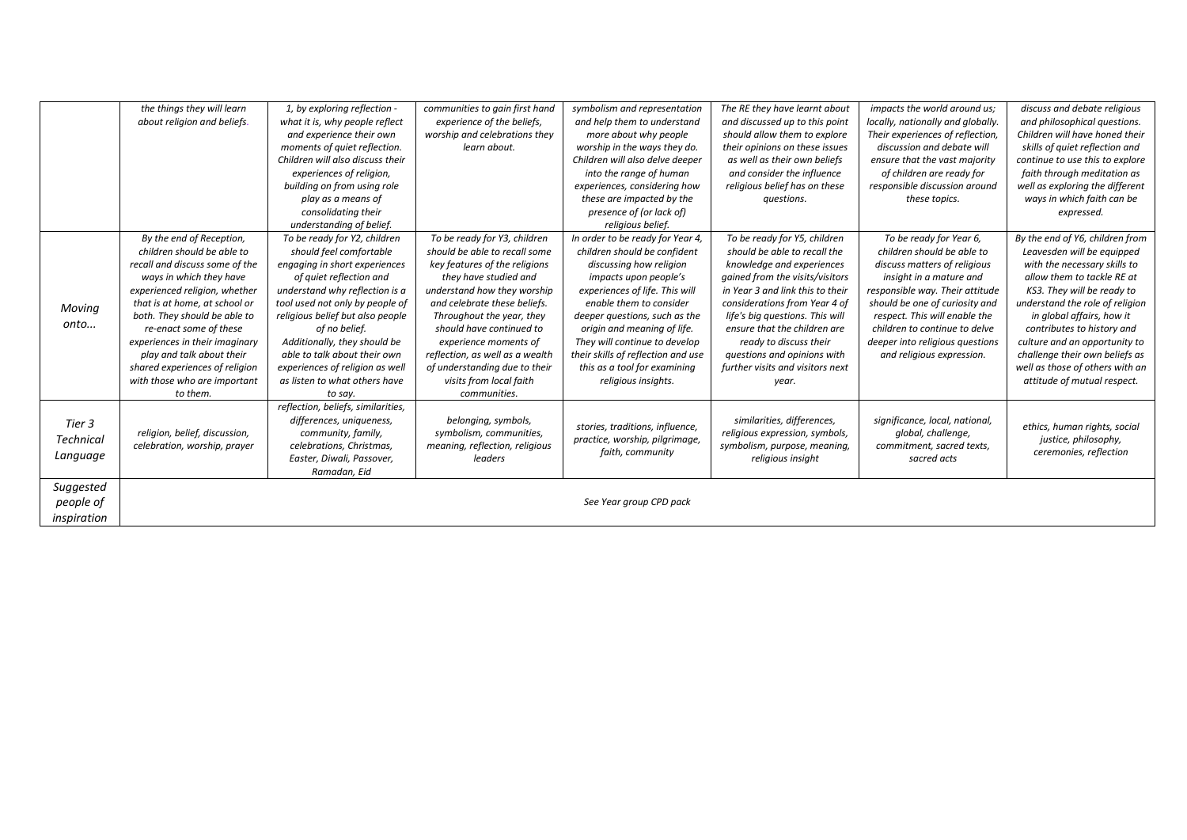| | | | | | | | |
|---|---|---|---|---|---|---|---|
| | *the things they will learn about religion and beliefs.* | *1, by exploring reflection - what it is, why people reflect and experience their own moments of quiet reflection. Children will also discuss their experiences of religion, building on from using role play as a means of consolidating their understanding of belief.* | *communities to gain first hand experience of the beliefs, worship and celebrations they learn about.* | *symbolism and representation and help them to understand more about why people worship in the ways they do. Children will also delve deeper into the range of human experiences, considering how these are impacted by the presence of (or lack of) religious belief.* | *The RE they have learnt about and discussed up to this point should allow them to explore their opinions on these issues as well as their own beliefs and consider the influence religious belief has on these questions.* | *impacts the world around us; locally, nationally and globally. Their experiences of reflection, discussion and debate will ensure that the vast majority of children are ready for responsible discussion around these topics.* | *discuss and debate religious and philosophical questions. Children will have honed their skills of quiet reflection and continue to use this to explore faith through meditation as well as exploring the different ways in which faith can be expressed.* |
| *Moving onto...* | *By the end of Reception, children should be able to recall and discuss some of the ways in which they have experienced religion, whether that is at home, at school or both. They should be able to re-enact some of these experiences in their imaginary play and talk about their shared experiences of religion with those who are important to them.* | *To be ready for Y2, children should feel comfortable engaging in short experiences of quiet reflection and understand why reflection is a tool used not only by people of religious belief but also people of no belief. Additionally, they should be able to talk about their own experiences of religion as well as listen to what others have to say.* | *To be ready for Y3, children should be able to recall some key features of the religions they have studied and understand how they worship and celebrate these beliefs. Throughout the year, they should have continued to experience moments of reflection, as well as a wealth of understanding due to their visits from local faith communities.* | *In order to be ready for Year 4, children should be confident discussing how religion impacts upon people's experiences of life. This will enable them to consider deeper questions, such as the origin and meaning of life. They will continue to develop their skills of reflection and use this as a tool for examining religious insights.* | *To be ready for Y5, children should be able to recall the knowledge and experiences gained from the visits/visitors in Year 3 and link this to their considerations from Year 4 of life's big questions. This will ensure that the children are ready to discuss their questions and opinions with further visits and visitors next year.* | *To be ready for Year 6, children should be able to discuss matters of religious insight in a mature and responsible way. Their attitude should be one of curiosity and respect. This will enable the children to continue to delve deeper into religious questions and religious expression.* | *By the end of Y6, children from Leavesden will be equipped with the necessary skills to allow them to tackle RE at KS3. They will be ready to understand the role of religion in global affairs, how it contributes to history and culture and an opportunity to challenge their own beliefs as well as those of others with an attitude of mutual respect.* |
| *Tier 3 Technical Language* | *religion, belief, discussion, celebration, worship, prayer* | *reflection, beliefs, similarities, differences, uniqueness, community, family, celebrations, Christmas, Easter, Diwali, Passover, Ramadan, Eid* | *belonging, symbols, symbolism, communities, meaning, reflection, religious leaders* | *stories, traditions, influence, practice, worship, pilgrimage, faith, community* | *similarities, differences, religious expression, symbols, symbolism, purpose, meaning, religious insight* | *significance, local, national, global, challenge, commitment, sacred texts, sacred acts* | *ethics, human rights, social justice, philosophy, ceremonies, reflection* |
| *Suggested people of inspiration* | *See Year group CPD pack* | | | | | | |